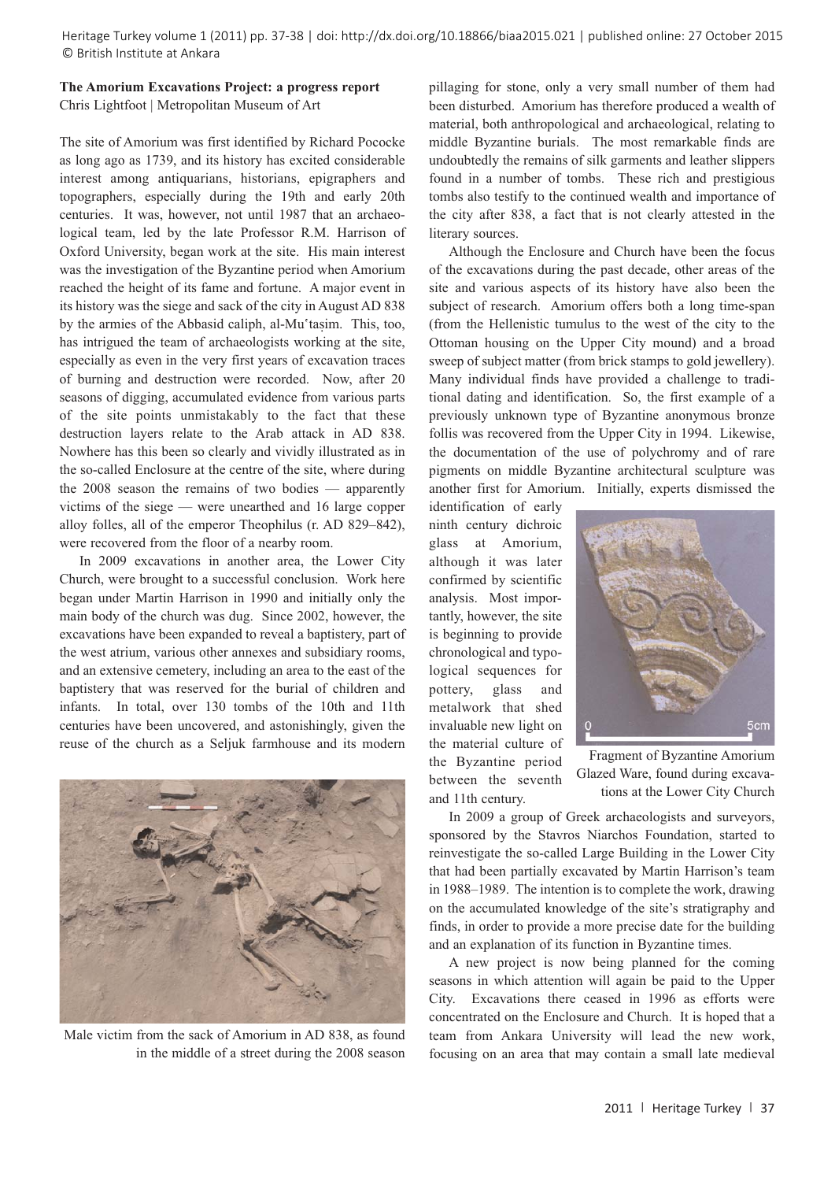**The Amorium Excavations Project: a progress report**
Chris Lightfoot | Metropolitan Museum of Art

The site of Amorium was first identified by Richard Pococke as long ago as 1739, and its history has excited considerable interest among antiquarians, historians, epigraphers and topographers, especially during the 19th and early 20th centuries. It was, however, not until 1987 that an archaeological team, led by the late Professor R.M. Harrison of Oxford University, began work at the site. His main interest was the investigation of the Byzantine period when Amorium reached the height of its fame and fortune. A major event in its history was the siege and sack of the city in August AD 838 by the armies of the Abbasid caliph, al-Muʿtaṣim. This, too, has intrigued the team of archaeologists working at the site, especially as even in the very first years of excavation traces of burning and destruction were recorded. Now, after 20 seasons of digging, accumulated evidence from various parts of the site points unmistakably to the fact that these destruction layers relate to the Arab attack in AD 838. Nowhere has this been so clearly and vividly illustrated as in the so-called Enclosure at the centre of the site, where during the 2008 season the remains of two bodies — apparently victims of the siege — were unearthed and 16 large copper alloy folles, all of the emperor Theophilus (r. AD 829–842), were recovered from the floor of a nearby room.

In 2009 excavations in another area, the Lower City Church, were brought to a successful conclusion. Work here began under Martin Harrison in 1990 and initially only the main body of the church was dug. Since 2002, however, the excavations have been expanded to reveal a baptistery, part of the west atrium, various other annexes and subsidiary rooms, and an extensive cemetery, including an area to the east of the baptistery that was reserved for the burial of children and infants. In total, over 130 tombs of the 10th and 11th centuries have been uncovered, and astonishingly, given the reuse of the church as a Seljuk farmhouse and its modern pillaging for stone, only a very small number of them had been disturbed. Amorium has therefore produced a wealth of material, both anthropological and archaeological, relating to middle Byzantine burials. The most remarkable finds are undoubtedly the remains of silk garments and leather slippers found in a number of tombs. These rich and prestigious tombs also testify to the continued wealth and importance of the city after 838, a fact that is not clearly attested in the literary sources.

Male victim from the sack of Amorium in AD 838, as found in the middle of a street during the 2008 season

Although the Enclosure and Church have been the focus of the excavations during the past decade, other areas of the site and various aspects of its history have also been the subject of research. Amorium offers both a long time-span (from the Hellenistic tumulus to the west of the city to the Ottoman housing on the Upper City mound) and a broad sweep of subject matter (from brick stamps to gold jewellery). Many individual finds have provided a challenge to traditional dating and identification. So, the first example of a previously unknown type of Byzantine anonymous bronze follis was recovered from the Upper City in 1994. Likewise, the documentation of the use of polychromy and of rare pigments on middle Byzantine architectural sculpture was another first for Amorium. Initially, experts dismissed the identification of early ninth century dichroic glass at Amorium, although it was later confirmed by scientific analysis. Most importantly, however, the site is beginning to provide chronological and typological sequences for pottery, glass and metalwork that shed invaluable new light on the material culture of the Byzantine period between the seventh and 11th century.

Fragment of Byzantine Amorium Glazed Ware, found during excavations at the Lower City Church

In 2009 a group of Greek archaeologists and surveyors, sponsored by the Stavros Niarchos Foundation, started to reinvestigate the so-called Large Building in the Lower City that had been partially excavated by Martin Harrison's team in 1988–1989. The intention is to complete the work, drawing on the accumulated knowledge of the site's stratigraphy and finds, in order to provide a more precise date for the building and an explanation of its function in Byzantine times.

A new project is now being planned for the coming seasons in which attention will again be paid to the Upper City. Excavations there ceased in 1996 as efforts were concentrated on the Enclosure and Church. It is hoped that a team from Ankara University will lead the new work, focusing on an area that may contain a small late medieval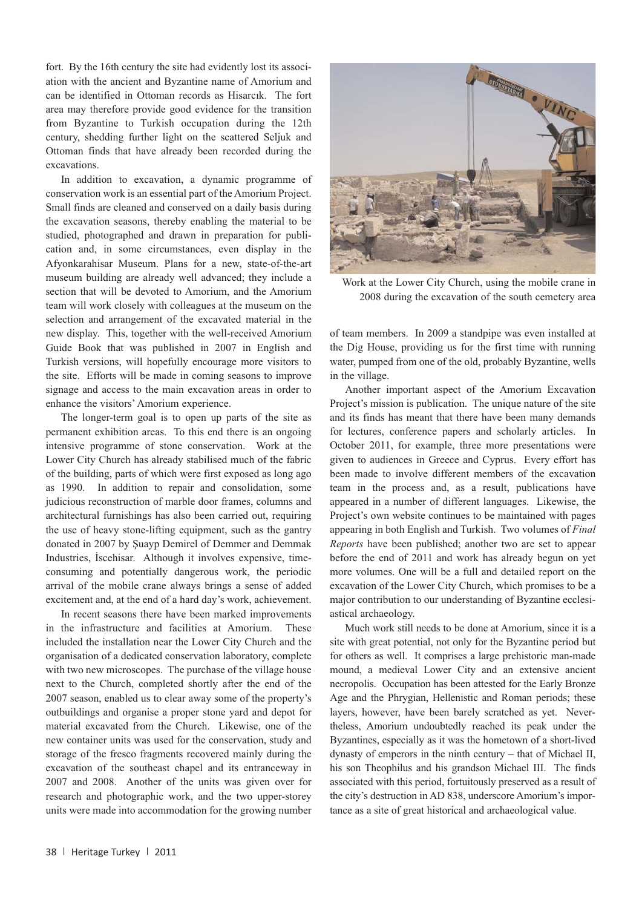fort. By the 16th century the site had evidently lost its association with the ancient and Byzantine name of Amorium and can be identified in Ottoman records as Hisarcık. The fort area may therefore provide good evidence for the transition from Byzantine to Turkish occupation during the 12th century, shedding further light on the scattered Seljuk and Ottoman finds that have already been recorded during the excavations.

In addition to excavation, a dynamic programme of conservation work is an essential part of the Amorium Project. Small finds are cleaned and conserved on a daily basis during the excavation seasons, thereby enabling the material to be studied, photographed and drawn in preparation for publication and, in some circumstances, even display in the Afyonkarahisar Museum. Plans for a new, state-of-the-art museum building are already well advanced; they include a section that will be devoted to Amorium, and the Amorium team will work closely with colleagues at the museum on the selection and arrangement of the excavated material in the new display. This, together with the well-received Amorium Guide Book that was published in 2007 in English and Turkish versions, will hopefully encourage more visitors to the site. Efforts will be made in coming seasons to improve signage and access to the main excavation areas in order to enhance the visitors' Amorium experience.

The longer-term goal is to open up parts of the site as permanent exhibition areas. To this end there is an ongoing intensive programme of stone conservation. Work at the Lower City Church has already stabilised much of the fabric of the building, parts of which were first exposed as long ago as 1990. In addition to repair and consolidation, some judicious reconstruction of marble door frames, columns and architectural furnishings has also been carried out, requiring the use of heavy stone-lifting equipment, such as the gantry donated in 2007 by Şuayp Demirel of Demmer and Demmak Industries, İscehisar. Although it involves expensive, time-consuming and potentially dangerous work, the periodic arrival of the mobile crane always brings a sense of added excitement and, at the end of a hard day's work, achievement.

In recent seasons there have been marked improvements in the infrastructure and facilities at Amorium. These included the installation near the Lower City Church and the organisation of a dedicated conservation laboratory, complete with two new microscopes. The purchase of the village house next to the Church, completed shortly after the end of the 2007 season, enabled us to clear away some of the property's outbuildings and organise a proper stone yard and depot for material excavated from the Church. Likewise, one of the new container units was used for the conservation, study and storage of the fresco fragments recovered mainly during the excavation of the southeast chapel and its entranceway in 2007 and 2008. Another of the units was given over for research and photographic work, and the two upper-storey units were made into accommodation for the growing number of team members. In 2009 a standpipe was even installed at the Dig House, providing us for the first time with running water, pumped from one of the old, probably Byzantine, wells in the village.

Work at the Lower City Church, using the mobile crane in 2008 during the excavation of the south cemetery area

Another important aspect of the Amorium Excavation Project's mission is publication. The unique nature of the site and its finds has meant that there have been many demands for lectures, conference papers and scholarly articles. In October 2011, for example, three more presentations were given to audiences in Greece and Cyprus. Every effort has been made to involve different members of the excavation team in the process and, as a result, publications have appeared in a number of different languages. Likewise, the Project's own website continues to be maintained with pages appearing in both English and Turkish. Two volumes of *Final Reports* have been published; another two are set to appear before the end of 2011 and work has already begun on yet more volumes. One will be a full and detailed report on the excavation of the Lower City Church, which promises to be a major contribution to our understanding of Byzantine ecclesiastical archaeology.

Much work still needs to be done at Amorium, since it is a site with great potential, not only for the Byzantine period but for others as well. It comprises a large prehistoric man-made mound, a medieval Lower City and an extensive ancient necropolis. Occupation has been attested for the Early Bronze Age and the Phrygian, Hellenistic and Roman periods; these layers, however, have been barely scratched as yet. Nevertheless, Amorium undoubtedly reached its peak under the Byzantines, especially as it was the hometown of a short-lived dynasty of emperors in the ninth century – that of Michael II, his son Theophilus and his grandson Michael III. The finds associated with this period, fortuitously preserved as a result of the city's destruction in AD 838, underscore Amorium's importance as a site of great historical and archaeological value.